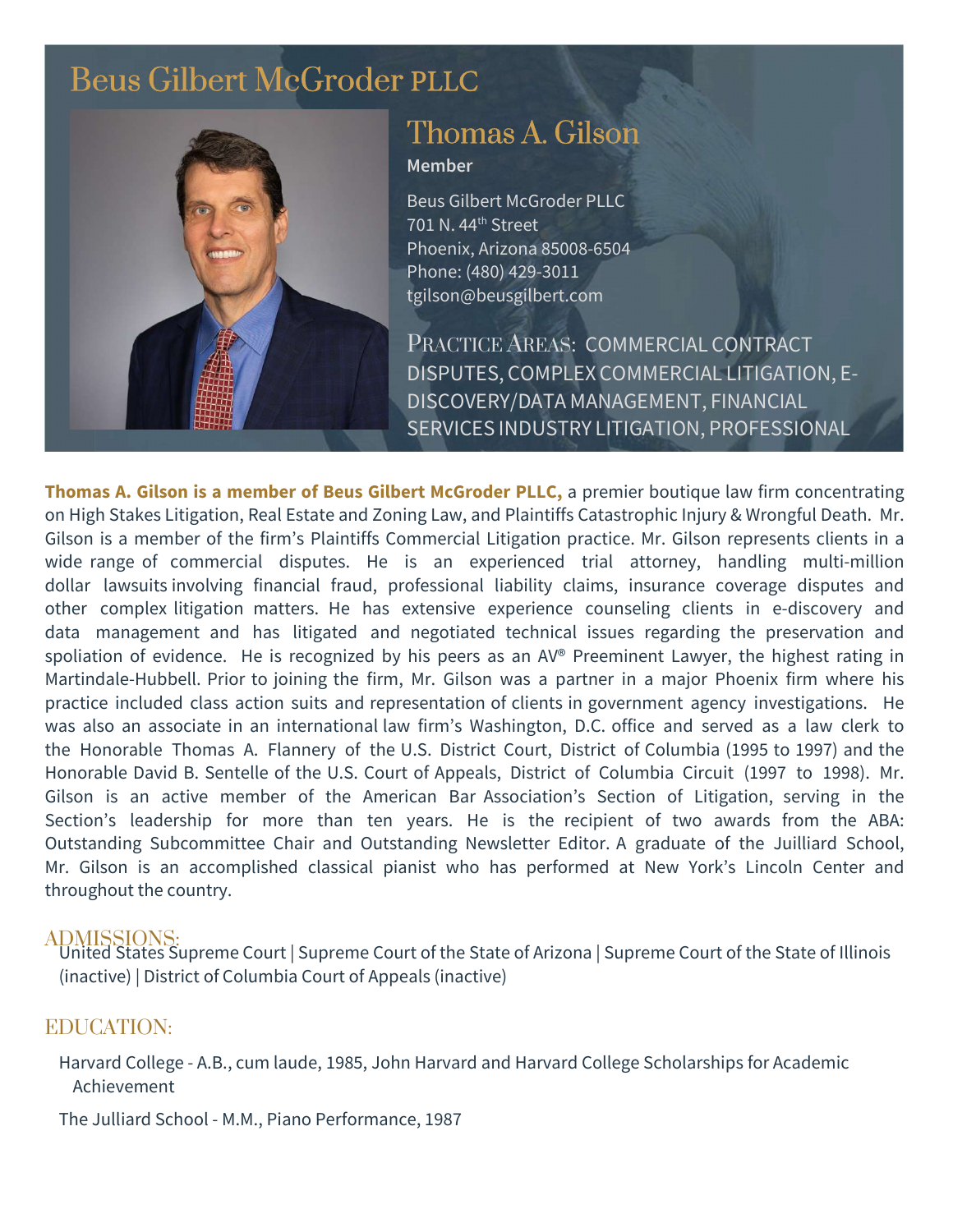# Beus Gilbert McGroder PLLC

## Thomas A. Gilson

**Member**

Beus Gilbert McGroder PLLC
701 N. 44th Street
Phoenix, Arizona 85008-6504
Phone: (480) 429-3011
tgilson@beusgilbert.com

PRACTICE AREAS: COMMERCIAL CONTRACT DISPUTES, COMPLEX COMMERCIAL LITIGATION, E-DISCOVERY/DATA MANAGEMENT, FINANCIAL SERVICES INDUSTRY LITIGATION, PROFESSIONAL

**Thomas A. Gilson is a member of Beus Gilbert McGroder PLLC,** a premier boutique law firm concentrating on High Stakes Litigation, Real Estate and Zoning Law, and Plaintiffs Catastrophic Injury & Wrongful Death. Mr. Gilson is a member of the firm's Plaintiffs Commercial Litigation practice. Mr. Gilson represents clients in a wide range of commercial disputes. He is an experienced trial attorney, handling multi-million dollar lawsuits involving financial fraud, professional liability claims, insurance coverage disputes and other complex litigation matters. He has extensive experience counseling clients in e-discovery and data management and has litigated and negotiated technical issues regarding the preservation and spoliation of evidence. He is recognized by his peers as an AV® Preeminent Lawyer, the highest rating in Martindale-Hubbell. Prior to joining the firm, Mr. Gilson was a partner in a major Phoenix firm where his practice included class action suits and representation of clients in government agency investigations. He was also an associate in an international law firm's Washington, D.C. office and served as a law clerk to the Honorable Thomas A. Flannery of the U.S. District Court, District of Columbia (1995 to 1997) and the Honorable David B. Sentelle of the U.S. Court of Appeals, District of Columbia Circuit (1997 to 1998). Mr. Gilson is an active member of the American Bar Association's Section of Litigation, serving in the Section's leadership for more than ten years. He is the recipient of two awards from the ABA: Outstanding Subcommittee Chair and Outstanding Newsletter Editor. A graduate of the Juilliard School, Mr. Gilson is an accomplished classical pianist who has performed at New York's Lincoln Center and throughout the country.

## ADMISSIONS:

United States Supreme Court | Supreme Court of the State of Arizona | Supreme Court of the State of Illinois (inactive) | District of Columbia Court of Appeals (inactive)

## EDUCATION:

Harvard College - A.B., cum laude, 1985, John Harvard and Harvard College Scholarships for Academic Achievement

The Julliard School - M.M., Piano Performance, 1987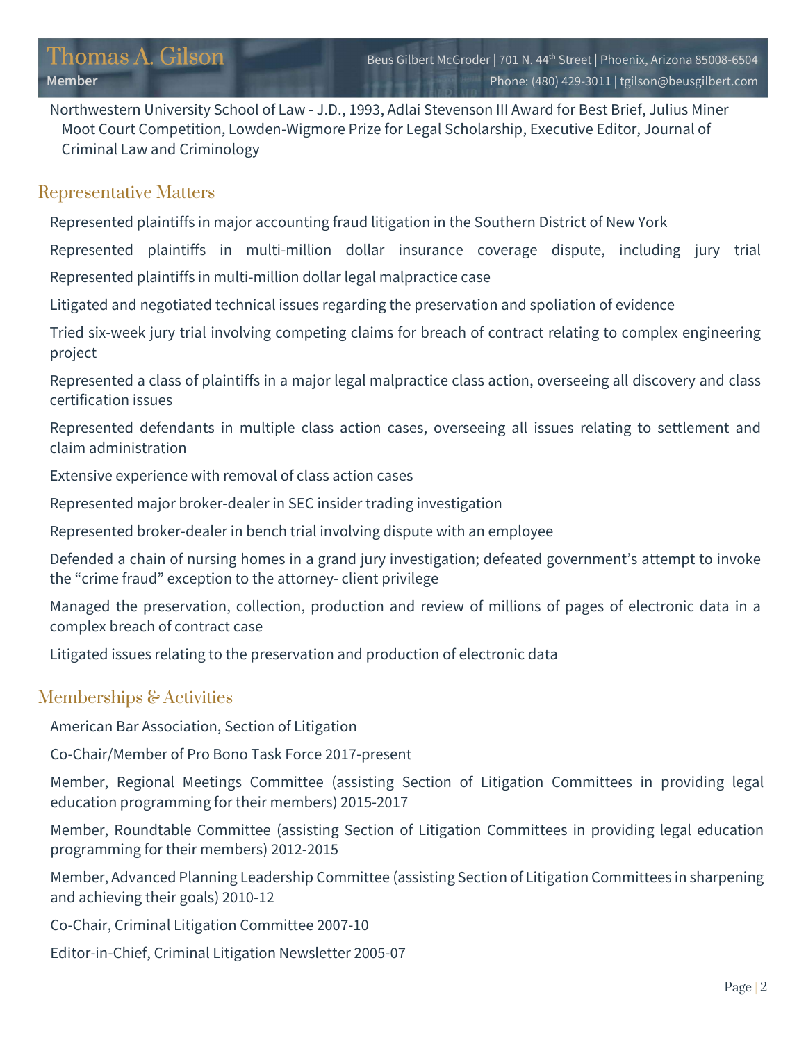Northwestern University School of Law - J.D., 1993, Adlai Stevenson III Award for Best Brief, Julius Miner Moot Court Competition, Lowden-Wigmore Prize for Legal Scholarship, Executive Editor, Journal of Criminal Law and Criminology

## Representative Matters

- Represented plaintiffs in major accounting fraud litigation in the Southern District of New York
- Represented plaintiffs in multi-million dollar insurance coverage dispute, including jury trial
- Represented plaintiffs in multi-million dollar legal malpractice case
- Litigated and negotiated technical issues regarding the preservation and spoliation of evidence
- Tried six-week jury trial involving competing claims for breach of contract relating to complex engineering project
- Represented a class of plaintiffs in a major legal malpractice class action, overseeing all discovery and class certification issues
- Represented defendants in multiple class action cases, overseeing all issues relating to settlement and claim administration
- Extensive experience with removal of class action cases
- Represented major broker-dealer in SEC insider trading investigation
- Represented broker-dealer in bench trial involving dispute with an employee
- Defended a chain of nursing homes in a grand jury investigation; defeated government's attempt to invoke the "crime fraud" exception to the attorney- client privilege
- Managed the preservation, collection, production and review of millions of pages of electronic data in a complex breach of contract case
- Litigated issues relating to the preservation and production of electronic data

## Memberships & Activities

- American Bar Association, Section of Litigation
- Co-Chair/Member of Pro Bono Task Force 2017-present
- Member, Regional Meetings Committee (assisting Section of Litigation Committees in providing legal education programming for their members) 2015-2017
- Member, Roundtable Committee (assisting Section of Litigation Committees in providing legal education programming for their members) 2012-2015
- Member, Advanced Planning Leadership Committee (assisting Section of Litigation Committees in sharpening and achieving their goals) 2010-12
- Co-Chair, Criminal Litigation Committee 2007-10
- Editor-in-Chief, Criminal Litigation Newsletter 2005-07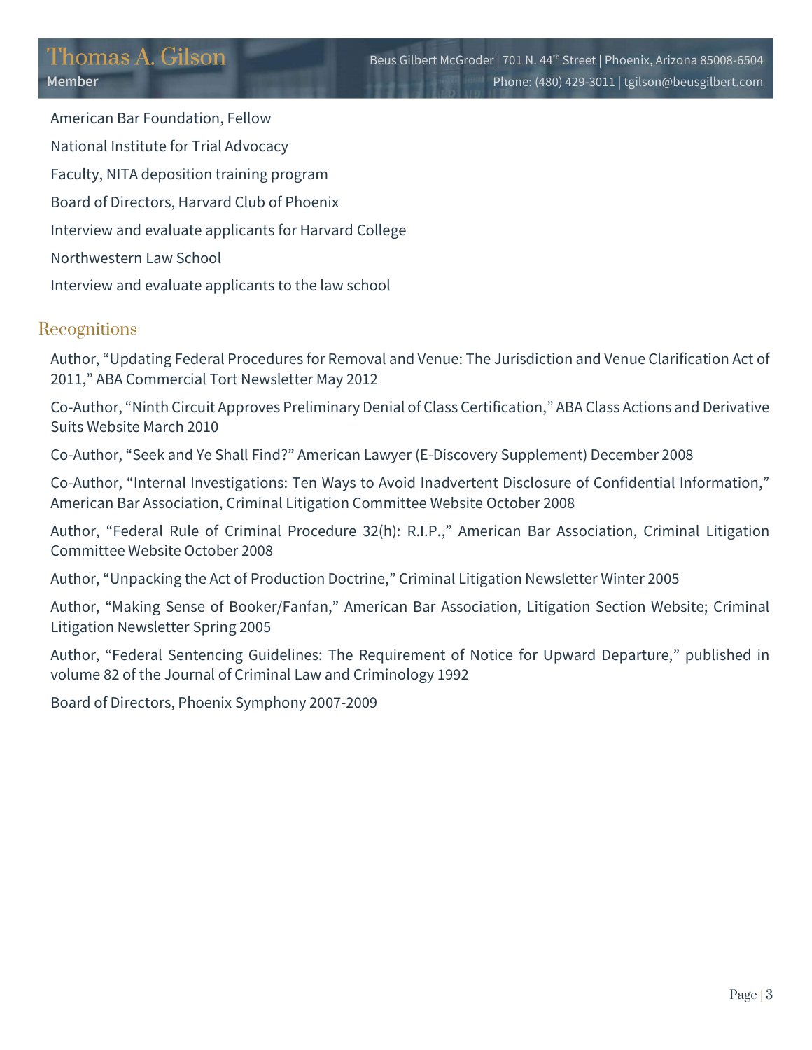American Bar Foundation, Fellow

National Institute for Trial Advocacy

Faculty, NITA deposition training program

Board of Directors, Harvard Club of Phoenix

Interview and evaluate applicants for Harvard College

Northwestern Law School

Interview and evaluate applicants to the law school

## Recognitions

Author, "Updating Federal Procedures for Removal and Venue: The Jurisdiction and Venue Clarification Act of 2011," ABA Commercial Tort Newsletter May 2012

Co-Author, "Ninth Circuit Approves Preliminary Denial of Class Certification," ABA Class Actions and Derivative Suits Website March 2010

Co-Author, "Seek and Ye Shall Find?" American Lawyer (E-Discovery Supplement) December 2008

Co-Author, "Internal Investigations: Ten Ways to Avoid Inadvertent Disclosure of Confidential Information," American Bar Association, Criminal Litigation Committee Website October 2008

Author, "Federal Rule of Criminal Procedure 32(h): R.I.P.," American Bar Association, Criminal Litigation Committee Website October 2008

Author, "Unpacking the Act of Production Doctrine," Criminal Litigation Newsletter Winter 2005

Author, "Making Sense of Booker/Fanfan," American Bar Association, Litigation Section Website; Criminal Litigation Newsletter Spring 2005

Author, "Federal Sentencing Guidelines: The Requirement of Notice for Upward Departure," published in volume 82 of the Journal of Criminal Law and Criminology 1992

Board of Directors, Phoenix Symphony 2007-2009